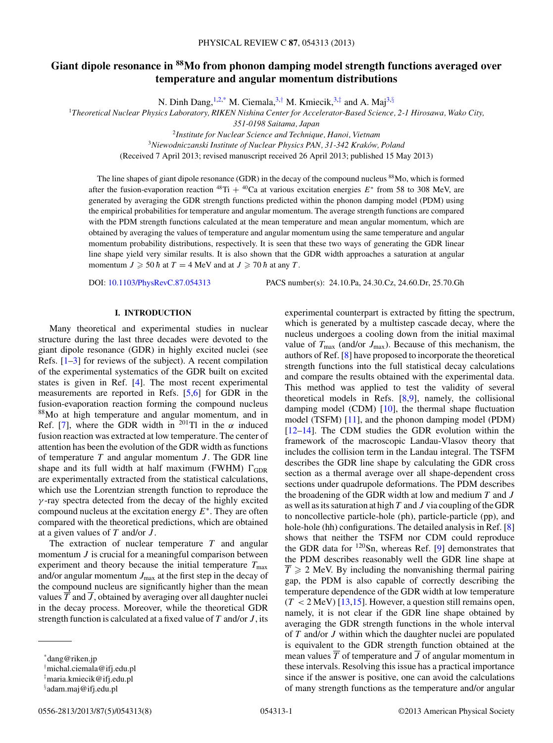# Giant dipole resonance in $^{88}$Mo from phonon damping model strength functions averaged over temperature and angular momentum distributions

N. Dinh Dang,[1,2,*] M. Ciemala,[3,†] M. Kmiecik,[3,‡] and A. Maj[3,§]

[1]*Theoretical Nuclear Physics Laboratory, RIKEN Nishina Center for Accelerator-Based Science, 2-1 Hirosawa, Wako City, 351-0198 Saitama, Japan*

[2]*Institute for Nuclear Science and Technique, Hanoi, Vietnam*

[3]*Niewodniczanski Institute of Nuclear Physics PAN, 31-342 Kraków, Poland*

(Received 7 April 2013; revised manuscript received 26 April 2013; published 15 May 2013)

The line shapes of giant dipole resonance (GDR) in the decay of the compound nucleus $^{88}$Mo, which is formed after the fusion-evaporation reaction $^{48}$Ti + $^{40}$Ca at various excitation energies $E^*$ from 58 to 308 MeV, are generated by averaging the GDR strength functions predicted within the phonon damping model (PDM) using the empirical probabilities for temperature and angular momentum. The average strength functions are compared with the PDM strength functions calculated at the mean temperature and mean angular momentum, which are obtained by averaging the values of temperature and angular momentum using the same temperature and angular momentum probability distributions, respectively. It is seen that these two ways of generating the GDR linear line shape yield very similar results. It is also shown that the GDR width approaches a saturation at angular momentum $J \geqslant 50\,\hbar$ at $T = 4$ MeV and at $J \geqslant 70\,\hbar$ at any $T$.

DOI: 10.1103/PhysRevC.87.054313 PACS number(s): 24.10.Pa, 24.30.Cz, 24.60.Dr, 25.70.Gh

## I. INTRODUCTION

Many theoretical and experimental studies in nuclear structure during the last three decades were devoted to the giant dipole resonance (GDR) in highly excited nuclei (see Refs. [1–3] for reviews of the subject). A recent compilation of the experimental systematics of the GDR built on excited states is given in Ref. [4]. The most recent experimental measurements are reported in Refs. [5,6] for GDR in the fusion-evaporation reaction forming the compound nucleus $^{88}$Mo at high temperature and angular momentum, and in Ref. [7], where the GDR width in $^{201}$Tl in the $\alpha$ induced fusion reaction was extracted at low temperature. The center of attention has been the evolution of the GDR width as functions of temperature $T$ and angular momentum $J$. The GDR line shape and its full width at half maximum (FWHM) $\Gamma_{\rm GDR}$ are experimentally extracted from the statistical calculations, which use the Lorentzian strength function to reproduce the $\gamma$-ray spectra detected from the decay of the highly excited compound nucleus at the excitation energy $E^*$. They are often compared with the theoretical predictions, which are obtained at a given values of $T$ and/or $J$.

The extraction of nuclear temperature $T$ and angular momentum $J$ is crucial for a meaningful comparison between experiment and theory because the initial temperature $T_{\max}$ and/or angular momentum $J_{\max}$ at the first step in the decay of the compound nucleus are significantly higher than the mean values $\overline{T}$ and $\overline{J}$, obtained by averaging over all daughter nuclei in the decay process. Moreover, while the theoretical GDR strength function is calculated at a fixed value of $T$ and/or $J$, its experimental counterpart is extracted by fitting the spectrum, which is generated by a multistep cascade decay, where the nucleus undergoes a cooling down from the initial maximal value of $T_{\max}$ (and/or $J_{\max}$). Because of this mechanism, the authors of Ref. [8] have proposed to incorporate the theoretical strength functions into the full statistical decay calculations and compare the results obtained with the experimental data. This method was applied to test the validity of several theoretical models in Refs. [8,9], namely, the collisional damping model (CDM) [10], the thermal shape fluctuation model (TSFM) [11], and the phonon damping model (PDM) [12–14]. The CDM studies the GDR evolution within the framework of the macroscopic Landau-Vlasov theory that includes the collision term in the Landau integral. The TSFM describes the GDR line shape by calculating the GDR cross section as a thermal average over all shape-dependent cross sections under quadrupole deformations. The PDM describes the broadening of the GDR width at low and medium $T$ and $J$ as well as its saturation at high $T$ and $J$ via coupling of the GDR to noncollective particle-hole (ph), particle-particle (pp), and hole-hole (hh) configurations. The detailed analysis in Ref. [8] shows that neither the TSFM nor CDM could reproduce the GDR data for $^{120}$Sn, whereas Ref. [9] demonstrates that the PDM describes reasonably well the GDR line shape at $\overline{T} \geqslant 2$ MeV. By including the nonvanishing thermal pairing gap, the PDM is also capable of correctly describing the temperature dependence of the GDR width at low temperature ($T < 2$ MeV) [13,15]. However, a question still remains open, namely, it is not clear if the GDR line shape obtained by averaging the GDR strength functions in the whole interval of $T$ and/or $J$ within which the daughter nuclei are populated is equivalent to the GDR strength function obtained at the mean values $\overline{T}$ of temperature and $\overline{J}$ of angular momentum in these intervals. Resolving this issue has a practical importance since if the answer is positive, one can avoid the calculations of many strength functions as the temperature and/or angular

---

*dang@riken.jp
†michal.ciemala@ifj.edu.pl
‡maria.kmiecik@ifj.edu.pl
§adam.maj@ifj.edu.pl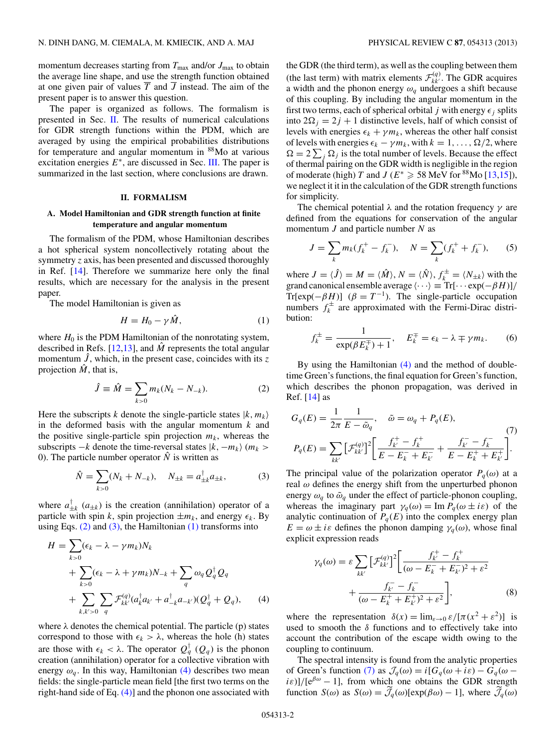momentum decreases starting from $T_{\max}$ and/or $J_{\max}$ to obtain the average line shape, and use the strength function obtained at one given pair of values $\overline{T}$ and $\overline{J}$ instead. The aim of the present paper is to answer this question.

The paper is organized as follows. The formalism is presented in Sec. II. The results of numerical calculations for GDR strength functions within the PDM, which are averaged by using the empirical probabilities distributions for temperature and angular momentum in $^{88}$Mo at various excitation energies $E^*$, are discussed in Sec. III. The paper is summarized in the last section, where conclusions are drawn.

## II. FORMALISM

### A. Model Hamiltonian and GDR strength function at finite temperature and angular momentum

The formalism of the PDM, whose Hamiltonian describes a hot spherical system noncollectively rotating about the symmetry $z$ axis, has been presented and discussed thoroughly in Ref. [14]. Therefore we summarize here only the final results, which are necessary for the analysis in the present paper.

The model Hamiltonian is given as

$$H = H_0 - \gamma \hat{M}, \tag{1}$$

where $H_0$ is the PDM Hamiltonian of the nonrotating system, described in Refs. [12,13], and $\hat{M}$ represents the total angular momentum $\hat{J}$, which, in the present case, coincides with its $z$ projection $\hat{M}$, that is,

$$\hat{J} \equiv \hat{M} = \sum_{k>0} m_k (N_k - N_{-k}). \tag{2}$$

Here the subscripts $k$ denote the single-particle states $|k, m_k\rangle$ in the deformed basis with the angular momentum $k$ and the positive single-particle spin projection $m_k$, whereas the subscripts $-k$ denote the time-reversal states $|k, -m_k\rangle$ ($m_k > 0$). The particle number operator $\hat{N}$ is written as

$$\hat{N} = \sum_{k>0} (N_k + N_{-k}), \quad N_{\pm k} = a^{\dagger}_{\pm k} a_{\pm k}, \tag{3}$$

where $a^{\dagger}_{\pm k}$ ($a_{\pm k}$) is the creation (annihilation) operator of a particle with spin $k$, spin projection $\pm m_k$, and energy $\epsilon_k$. By using Eqs. (2) and (3), the Hamiltonian (1) transforms into

$$\begin{aligned} H = &\sum_{k>0} (\epsilon_k - \lambda - \gamma m_k) N_k \\ &+ \sum_{k>0} (\epsilon_k - \lambda + \gamma m_k) N_{-k} + \sum_q \omega_q Q^{\dagger}_q Q_q \\ &+ \sum_{k,k'>0} \sum_q \mathcal{F}^{(q)}_{kk'} (a^{\dagger}_k a_{k'} + a^{\dagger}_{-k} a_{-k'})(Q^{\dagger}_q + Q_q), \end{aligned} \tag{4}$$

where $\lambda$ denotes the chemical potential. The particle (p) states correspond to those with $\epsilon_k > \lambda$, whereas the hole (h) states are those with $\epsilon_k < \lambda$. The operator $Q^{\dagger}_q$ ($Q_q$) is the phonon creation (annihilation) operator for a collective vibration with energy $\omega_q$. In this way, Hamiltonian (4) describes two mean fields: the single-particle mean field [the first two terms on the right-hand side of Eq. (4)] and the phonon one associated with the GDR (the third term), as well as the coupling between them (the last term) with matrix elements $\mathcal{F}^{(q)}_{kk'}$. The GDR acquires a width and the phonon energy $\omega_q$ undergoes a shift because of this coupling. By including the angular momentum in the first two terms, each of spherical orbital $j$ with energy $\epsilon_j$ splits into $2\Omega_j = 2j + 1$ distinctive levels, half of which consist of levels with energies $\epsilon_k + \gamma m_k$, whereas the other half consist of levels with energies $\epsilon_k - \gamma m_k$, with $k = 1, \ldots, \Omega/2$, where $\Omega = 2\sum_j \Omega_j$ is the total number of levels. Because the effect of thermal pairing on the GDR width is negligible in the region of moderate (high) $T$ and $J$ ($E^* \geqslant 58$ MeV for $^{88}$Mo [13,15]), we neglect it it in the calculation of the GDR strength functions for simplicity.

The chemical potential $\lambda$ and the rotation frequency $\gamma$ are defined from the equations for conservation of the angular momentum $J$ and particle number $N$ as

$$J = \sum_k m_k (f^+_k - f^-_k), \quad N = \sum_k (f^+_k + f^-_k), \tag{5}$$

where $J = \langle \hat{J} \rangle = M = \langle \hat{M} \rangle$, $N = \langle \hat{N} \rangle$, $f^{\pm}_k = \langle N_{\pm k} \rangle$ with the grand canonical ensemble average $\langle \cdots \rangle \equiv \mathrm{Tr}[\cdots \exp(-\beta H)]/\mathrm{Tr}[\exp(-\beta H)]$ ($\beta = T^{-1}$). The single-particle occupation numbers $f^{\pm}_k$ are approximated with the Fermi-Dirac distribution:

$$f^{\pm}_k = \frac{1}{\exp(\beta E^{\mp}_k) + 1}, \quad E^{\mp}_k = \epsilon_k - \lambda \mp \gamma m_k. \tag{6}$$

By using the Hamiltonian (4) and the method of double-time Green's functions, the final equation for Green's function, which describes the phonon propagation, was derived in Ref. [14] as

$$\begin{aligned} G_q(E) &= \frac{1}{2\pi} \frac{1}{E - \tilde{\omega}_q}, \quad \tilde{\omega} = \omega_q + P_q(E), \\ P_q(E) &= \sum_{kk'} \left[\mathcal{F}^{(q)}_{kk'}\right]^2 \left[\frac{f^+_{k'} - f^+_k}{E - E^-_k + E^-_{k'}} + \frac{f^-_{k'} - f^-_k}{E - E^+_k + E^+_{k'}}\right]. \end{aligned} \tag{7}$$

The principal value of the polarization operator $P_q(\omega)$ at a real $\omega$ defines the energy shift from the unperturbed phonon energy $\omega_q$ to $\tilde{\omega}_q$ under the effect of particle-phonon coupling, whereas the imaginary part $\gamma_q(\omega) = \mathrm{Im}\, P_q(\omega \pm i\varepsilon)$ of the analytic continuation of $P_q(E)$ into the complex energy plan $E = \omega \pm i\varepsilon$ defines the phonon damping $\gamma_q(\omega)$, whose final explicit expression reads

$$\begin{aligned} \gamma_q(\omega) = \varepsilon \sum_{kk'} \left[\mathcal{F}^{(q)}_{kk'}\right]^2 &\left[\frac{f^+_{k'} - f^+_k}{(\omega - E^-_k + E^-_{k'})^2 + \varepsilon^2}\right. \\ &+ \left.\frac{f^-_{k'} - f^-_k}{(\omega - E^+_k + E^+_{k'})^2 + \varepsilon^2}\right], \end{aligned} \tag{8}$$

where the representation $\delta(x) = \lim_{\varepsilon \to 0} \varepsilon/[\pi(x^2 + \varepsilon^2)]$ is used to smooth the $\delta$ functions and to effectively take into account the contribution of the escape width owing to the coupling to continuum.

The spectral intensity is found from the analytic properties of Green's function (7) as $\mathcal{J}_q(\omega) = i[G_q(\omega + i\varepsilon) - G_q(\omega - i\varepsilon)]/[e^{\beta\omega} - 1]$, from which one obtains the GDR strength function $S(\omega)$ as $S(\omega) = \widetilde{\mathcal{J}}_q(\omega)[\exp(\beta\omega) - 1]$, where $\widetilde{\mathcal{J}}_q(\omega)$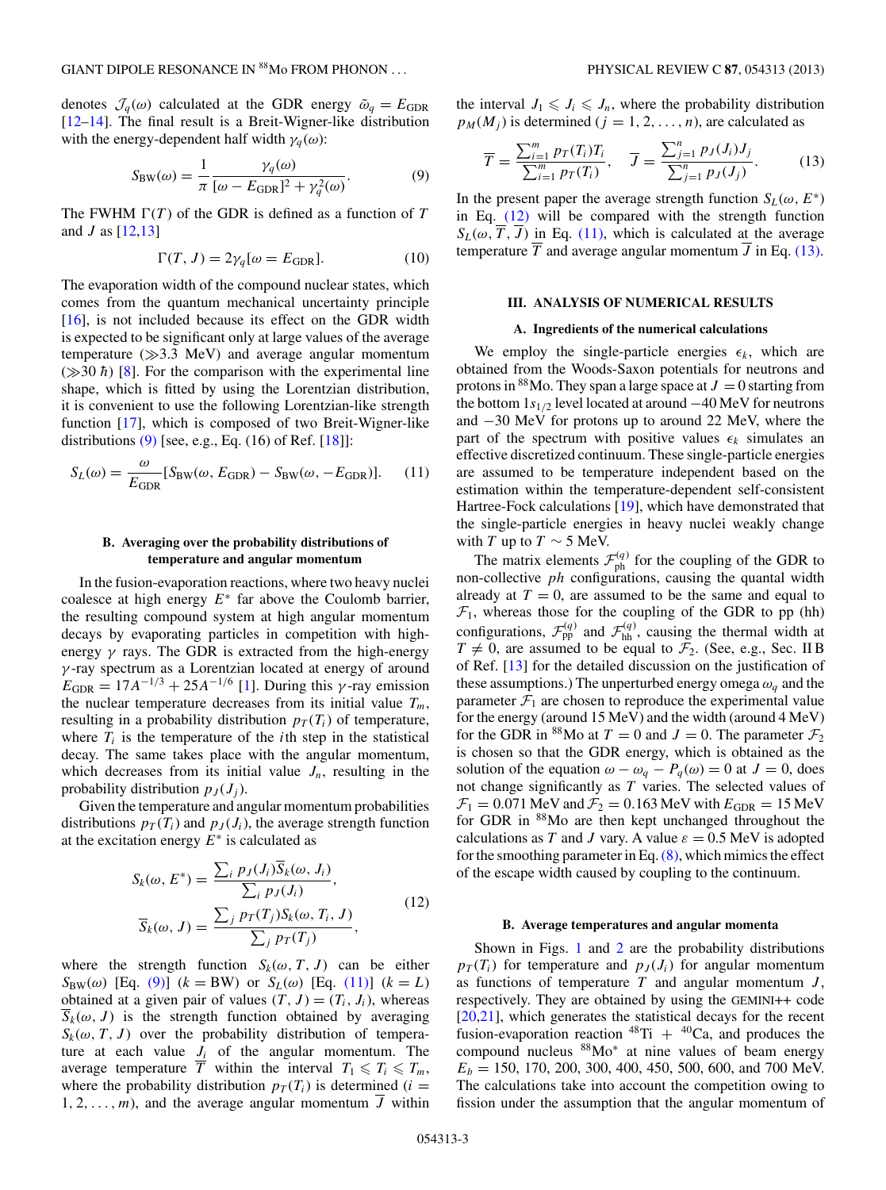denotes $\mathcal{J}_q(\omega)$ calculated at the GDR energy $\tilde{\omega}_q = E_{\rm GDR}$ [12–14]. The final result is a Breit-Wigner-like distribution with the energy-dependent half width $\gamma_q(\omega)$:

$$S_{\rm BW}(\omega) = \frac{1}{\pi}\frac{\gamma_q(\omega)}{[\omega - E_{\rm GDR}]^2 + \gamma_q^2(\omega)}. \tag{9}$$

The FWHM $\Gamma(T)$ of the GDR is defined as a function of $T$ and $J$ as [12,13]

$$\Gamma(T,J) = 2\gamma_q[\omega = E_{\rm GDR}]. \tag{10}$$

The evaporation width of the compound nuclear states, which comes from the quantum mechanical uncertainty principle [16], is not included because its effect on the GDR width is expected to be significant only at large values of the average temperature ($\gg$3.3 MeV) and average angular momentum ($\gg$30 $\hbar$) [8]. For the comparison with the experimental line shape, which is fitted by using the Lorentzian distribution, it is convenient to use the following Lorentzian-like strength function [17], which is composed of two Breit-Wigner-like distributions (9) [see, e.g., Eq. (16) of Ref. [18]]:

$$S_L(\omega) = \frac{\omega}{E_{\rm GDR}}[S_{\rm BW}(\omega, E_{\rm GDR}) - S_{\rm BW}(\omega, -E_{\rm GDR})]. \tag{11}$$

### B. Averaging over the probability distributions of temperature and angular momentum

In the fusion-evaporation reactions, where two heavy nuclei coalesce at high energy $E^*$ far above the Coulomb barrier, the resulting compound system at high angular momentum decays by evaporating particles in competition with high-energy $\gamma$ rays. The GDR is extracted from the high-energy $\gamma$-ray spectrum as a Lorentzian located at energy of around $E_{\rm GDR} = 17A^{-1/3} + 25A^{-1/6}$ [1]. During this $\gamma$-ray emission the nuclear temperature decreases from its initial value $T_m$, resulting in a probability distribution $p_T(T_i)$ of temperature, where $T_i$ is the temperature of the $i$th step in the statistical decay. The same takes place with the angular momentum, which decreases from its initial value $J_n$, resulting in the probability distribution $p_J(J_j)$.

Given the temperature and angular momentum probabilities distributions $p_T(T_i)$ and $p_J(J_i)$, the average strength function at the excitation energy $E^*$ is calculated as

$$S_k(\omega, E^*) = \frac{\sum_i p_J(J_i)\overline{S}_k(\omega, J_i)}{\sum_i p_J(J_i)},$$
$$\overline{S}_k(\omega, J) = \frac{\sum_j p_T(T_j)S_k(\omega, T_i, J)}{\sum_j p_T(T_j)}, \tag{12}$$

where the strength function $S_k(\omega, T, J)$ can be either $S_{\rm BW}(\omega)$ [Eq. (9)] ($k$ = BW) or $S_L(\omega)$ [Eq. (11)] ($k = L$) obtained at a given pair of values $(T, J) = (T_i, J_i)$, whereas $\overline{S}_k(\omega, J)$ is the strength function obtained by averaging $S_k(\omega, T, J)$ over the probability distribution of temperature at each value $J_i$ of the angular momentum. The average temperature $\overline{T}$ within the interval $T_1 \leqslant T_i \leqslant T_m$, where the probability distribution $p_T(T_i)$ is determined ($i = 1, 2, \ldots, m$), and the average angular momentum $\overline{J}$ within the interval $J_1 \leqslant J_i \leqslant J_n$, where the probability distribution $p_M(M_j)$ is determined ($j = 1, 2, \ldots, n$), are calculated as

$$\overline{T} = \frac{\sum_{i=1}^m p_T(T_i)T_i}{\sum_{i=1}^m p_T(T_i)}, \quad \overline{J} = \frac{\sum_{j=1}^n p_J(J_j)J_j}{\sum_{j=1}^n p_J(J_j)}. \tag{13}$$

In the present paper the average strength function $S_L(\omega, E^*)$ in Eq. (12) will be compared with the strength function $S_L(\omega, \overline{T}, \overline{J})$ in Eq. (11), which is calculated at the average temperature $\overline{T}$ and average angular momentum $\overline{J}$ in Eq. (13).

## III. ANALYSIS OF NUMERICAL RESULTS

### A. Ingredients of the numerical calculations

We employ the single-particle energies $\epsilon_k$, which are obtained from the Woods-Saxon potentials for neutrons and protons in $^{88}$Mo. They span a large space at $J = 0$ starting from the bottom $1s_{1/2}$ level located at around $-40$ MeV for neutrons and $-30$ MeV for protons up to around 22 MeV, where the part of the spectrum with positive values $\epsilon_k$ simulates an effective discretized continuum. These single-particle energies are assumed to be temperature independent based on the estimation within the temperature-dependent self-consistent Hartree-Fock calculations [19], which have demonstrated that the single-particle energies in heavy nuclei weakly change with $T$ up to $T \sim 5$ MeV.

The matrix elements $\mathcal{F}_{\rm ph}^{(q)}$ for the coupling of the GDR to non-collective $ph$ configurations, causing the quantal width already at $T = 0$, are assumed to be the same and equal to $\mathcal{F}_1$, whereas those for the coupling of the GDR to pp (hh) configurations, $\mathcal{F}_{\rm pp}^{(q)}$ and $\mathcal{F}_{\rm hh}^{(q)}$, causing the thermal width at $T \neq 0$, are assumed to be equal to $\mathcal{F}_2$. (See, e.g., Sec. II B of Ref. [13] for the detailed discussion on the justification of these assumptions.) The unperturbed energy omega $\omega_q$ and the parameter $\mathcal{F}_1$ are chosen to reproduce the experimental value for the energy (around 15 MeV) and the width (around 4 MeV) for the GDR in $^{88}$Mo at $T = 0$ and $J = 0$. The parameter $\mathcal{F}_2$ is chosen so that the GDR energy, which is obtained as the solution of the equation $\omega - \omega_q - P_q(\omega) = 0$ at $J = 0$, does not change significantly as $T$ varies. The selected values of $\mathcal{F}_1 = 0.071$ MeV and $\mathcal{F}_2 = 0.163$ MeV with $E_{\rm GDR} = 15$ MeV for GDR in $^{88}$Mo are then kept unchanged throughout the calculations as $T$ and $J$ vary. A value $\varepsilon = 0.5$ MeV is adopted for the smoothing parameter in Eq. (8), which mimics the effect of the escape width caused by coupling to the continuum.

### B. Average temperatures and angular momenta

Shown in Figs. 1 and 2 are the probability distributions $p_T(T_i)$ for temperature and $p_J(J_i)$ for angular momentum as functions of temperature $T$ and angular momentum $J$, respectively. They are obtained by using the GEMINI++ code [20,21], which generates the statistical decays for the recent fusion-evaporation reaction $^{48}$Ti + $^{40}$Ca, and produces the compound nucleus $^{88}$Mo$^*$ at nine values of beam energy $E_b$ = 150, 170, 200, 300, 400, 450, 500, 600, and 700 MeV. The calculations take into account the competition owing to fission under the assumption that the angular momentum of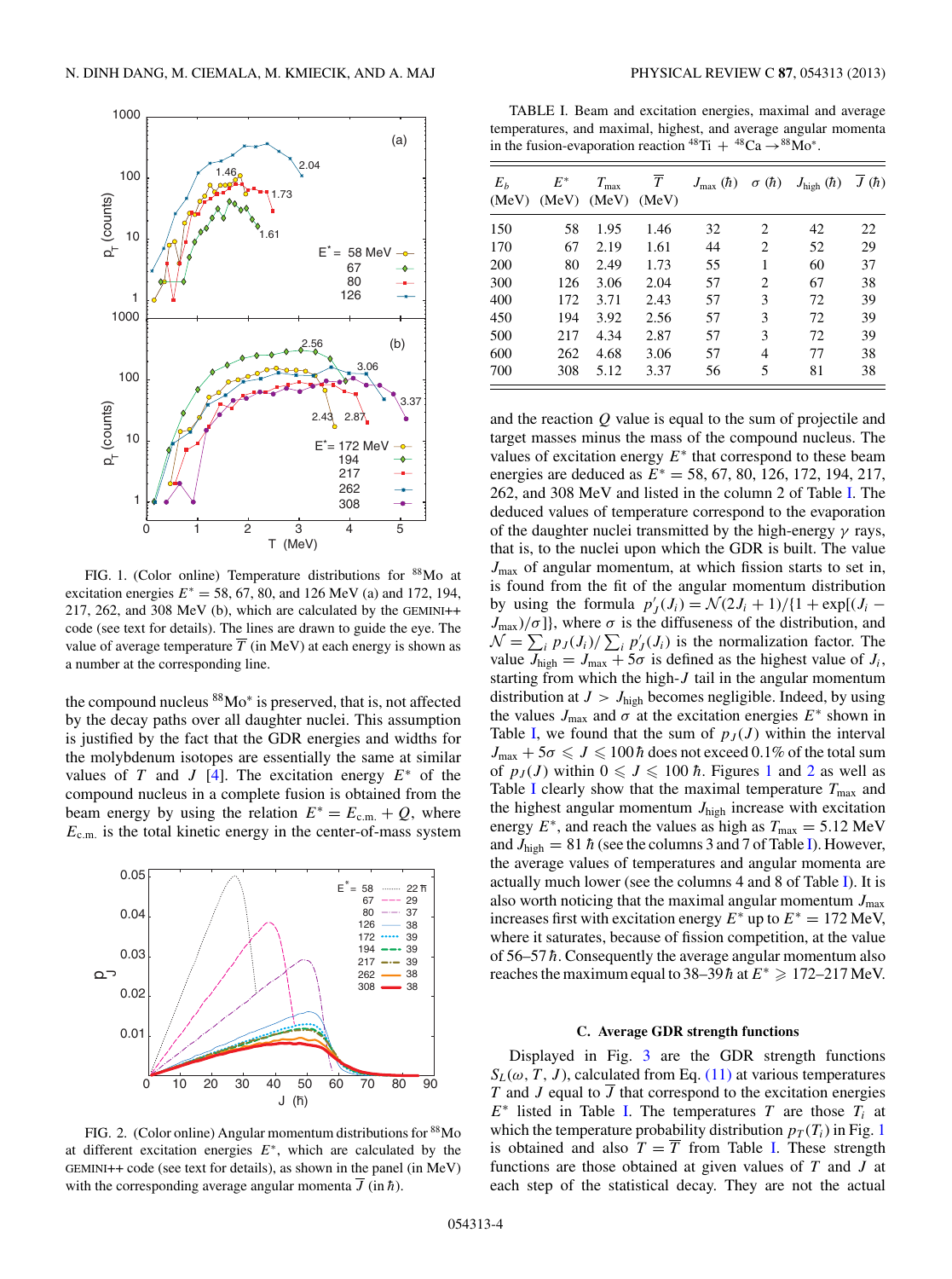the compound nucleus $^{88}$Mo$^*$ is preserved, that is, not affected by the decay paths over all daughter nuclei. This assumption is justified by the fact that the GDR energies and widths for the molybdenum isotopes are essentially the same at similar values of $T$ and $J$ [4]. The excitation energy $E^*$ of the compound nucleus in a complete fusion is obtained from the beam energy by using the relation $E^* = E_{c.m.} + Q$, where $E_{c.m.}$ is the total kinetic energy in the center-of-mass system and the reaction $Q$ value is equal to the sum of projectile and target masses minus the mass of the compound nucleus. The values of excitation energy $E^*$ that correspond to these beam energies are deduced as $E^* = 58$, 67, 80, 126, 172, 194, 217, 262, and 308 MeV and listed in the column 2 of Table I. The deduced values of temperature correspond to the evaporation of the daughter nuclei transmitted by the high-energy $\gamma$ rays, that is, to the nuclei upon which the GDR is built. The value $J_{\max}$ of angular momentum, at which fission starts to set in, is found from the fit of the angular momentum distribution by using the formula $p'_J(J_i) = \mathcal{N}(2J_i + 1)/\{1 + \exp[(J_i - J_{\max})/\sigma]\}$, where $\sigma$ is the diffuseness of the distribution, and $\mathcal{N} = \sum_i p_J(J_i)/\sum_i p'_J(J_i)$ is the normalization factor. The value $J_{\text{high}} = J_{\max} + 5\sigma$ is defined as the highest value of $J_i$, starting from which the high-$J$ tail in the angular momentum distribution at $J > J_{\text{high}}$ becomes negligible. Indeed, by using the values $J_{\max}$ and $\sigma$ at the excitation energies $E^*$ shown in Table I, we found that the sum of $p_J(J)$ within the interval $J_{\max} + 5\sigma \leqslant J \leqslant 100\,\hbar$ does not exceed 0.1% of the total sum of $p_J(J)$ within $0 \leqslant J \leqslant 100\,\hbar$. Figures 1 and 2 as well as Table I clearly show that the maximal temperature $T_{\max}$ and the highest angular momentum $J_{\text{high}}$ increase with excitation energy $E^*$, and reach the values as high as $T_{\max} = 5.12$ MeV and $J_{\text{high}} = 81\,\hbar$ (see the columns 3 and 7 of Table I). However, the average values of temperatures and angular momenta are actually much lower (see the columns 4 and 8 of Table I). It is also worth noticing that the maximal angular momentum $J_{\max}$ increases first with excitation energy $E^*$ up to $E^* = 172$ MeV, where it saturates, because of fission competition, at the value of 56–57 $\hbar$. Consequently the average angular momentum also reaches the maximum equal to 38–39 $\hbar$ at $E^* \geqslant 172$–217 MeV.

FIG. 1. (Color online) Temperature distributions for $^{88}$Mo at excitation energies $E^* = 58$, 67, 80, and 126 MeV (a) and 172, 194, 217, 262, and 308 MeV (b), which are calculated by the GEMINI++ code (see text for details). The lines are drawn to guide the eye. The value of average temperature $\overline{T}$ (in MeV) at each energy is shown as a number at the corresponding line.

FIG. 2. (Color online) Angular momentum distributions for $^{88}$Mo at different excitation energies $E^*$, which are calculated by the GEMINI++ code (see text for details), as shown in the panel (in MeV) with the corresponding average angular momenta $\overline{J}$ (in $\hbar$).

TABLE I. Beam and excitation energies, maximal and average temperatures, and maximal, highest, and average angular momenta in the fusion-evaporation reaction $^{48}$Ti + $^{48}$Ca $\rightarrow$ $^{88}$Mo$^*$.

| $E_b$ (MeV) | $E^*$ (MeV) | $T_{\max}$ (MeV) | $\overline{T}$ (MeV) | $J_{\max}$ ($\hbar$) | $\sigma$ ($\hbar$) | $J_{\text{high}}$ ($\hbar$) | $\overline{J}$ ($\hbar$) |
|---|---|---|---|---|---|---|---|
| 150 | 58 | 1.95 | 1.46 | 32 | 2 | 42 | 22 |
| 170 | 67 | 2.19 | 1.61 | 44 | 2 | 52 | 29 |
| 200 | 80 | 2.49 | 1.73 | 55 | 1 | 60 | 37 |
| 300 | 126 | 3.06 | 2.04 | 57 | 2 | 67 | 38 |
| 400 | 172 | 3.71 | 2.43 | 57 | 3 | 72 | 39 |
| 450 | 194 | 3.92 | 2.56 | 57 | 3 | 72 | 39 |
| 500 | 217 | 4.34 | 2.87 | 57 | 3 | 72 | 39 |
| 600 | 262 | 4.68 | 3.06 | 57 | 4 | 77 | 38 |
| 700 | 308 | 5.12 | 3.37 | 56 | 5 | 81 | 38 |

### C. Average GDR strength functions

Displayed in Fig. 3 are the GDR strength functions $S_L(\omega, T, J)$, calculated from Eq. (11) at various temperatures $T$ and $J$ equal to $\overline{J}$ that correspond to the excitation energies $E^*$ listed in Table I. The temperatures $T$ are those $T_i$ at which the temperature probability distribution $p_T(T_i)$ in Fig. 1 is obtained and also $T = \overline{T}$ from Table I. These strength functions are those obtained at given values of $T$ and $J$ at each step of the statistical decay. They are not the actual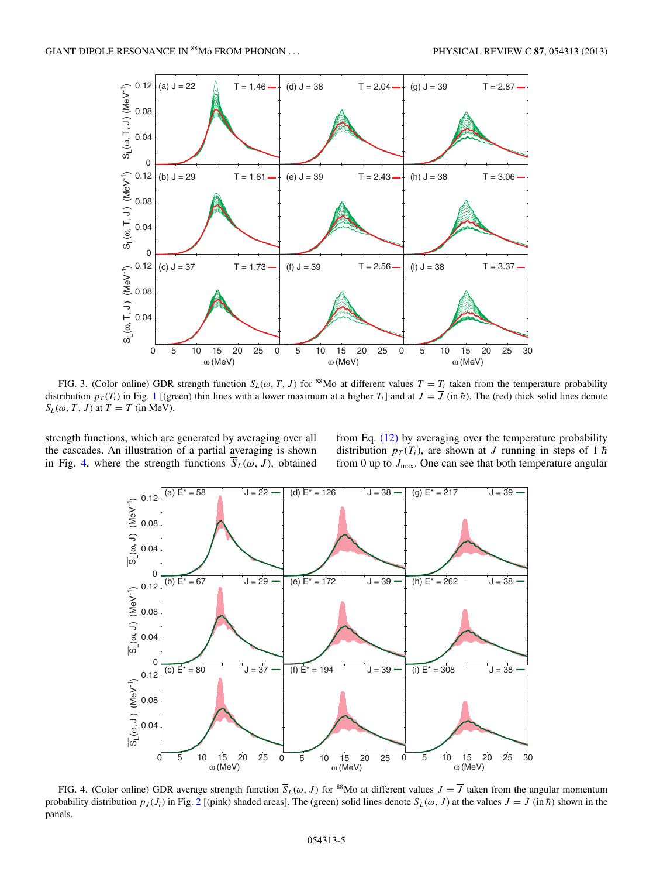FIG. 3. (Color online) GDR strength function $S_L(\omega, T, J)$ for $^{88}$Mo at different values $T = T_i$ taken from the temperature probability distribution $p_T(T_i)$ in Fig. 1 [(green) thin lines with a lower maximum at a higher $T_i$] and at $J = \overline{J}$ (in $\hbar$). The (red) thick solid lines denote $S_L(\omega, \overline{T}, J)$ at $T = \overline{T}$ (in MeV).

strength functions, which are generated by averaging over all the cascades. An illustration of a partial averaging is shown in Fig. 4, where the strength functions $\overline{S}_L(\omega, J)$, obtained from Eq. (12) by averaging over the temperature probability distribution $p_T(T_i)$, are shown at $J$ running in steps of 1 $\hbar$ from 0 up to $J_{\max}$. One can see that both temperature angular

FIG. 4. (Color online) GDR average strength function $\overline{S}_L(\omega, J)$ for $^{88}$Mo at different values $J = \overline{J}$ taken from the angular momentum probability distribution $p_J(J_i)$ in Fig. 2 [(pink) shaded areas]. The (green) solid lines denote $\overline{S}_L(\omega, \overline{J})$ at the values $J = \overline{J}$ (in $\hbar$) shown in the panels.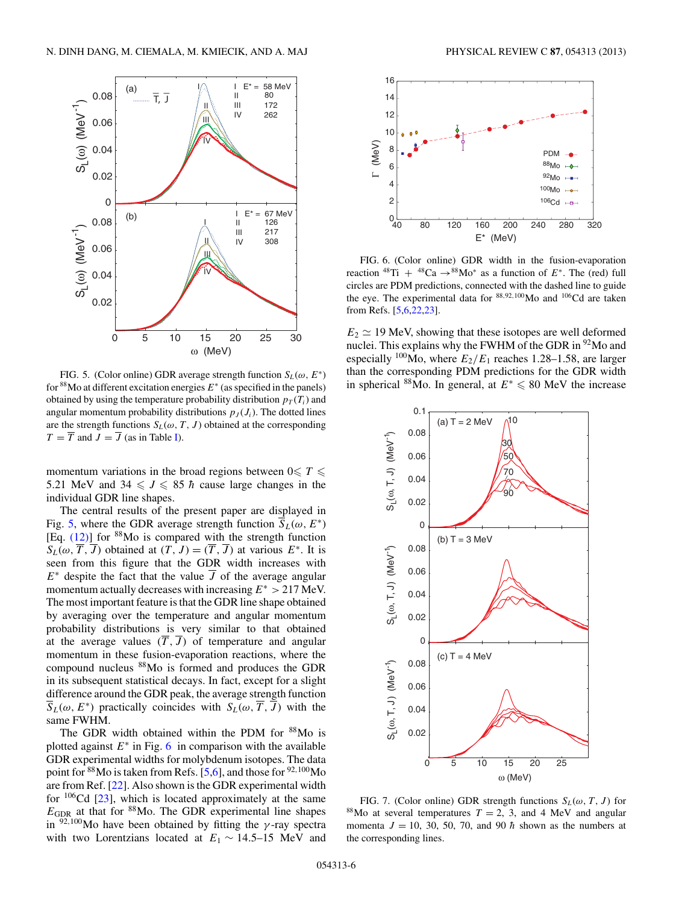FIG. 5. (Color online) GDR average strength function $S_L(\omega, E^*)$ for $^{88}$Mo at different excitation energies $E^*$ (as specified in the panels) obtained by using the temperature probability distribution $p_T(T_i)$ and angular momentum probability distributions $p_J(J_i)$. The dotted lines are the strength functions $S_L(\omega, T, J)$ obtained at the corresponding $T = \overline{T}$ and $J = \overline{J}$ (as in Table I).

momentum variations in the broad regions between $0 \leqslant T \leqslant 5.21$ MeV and $34 \leqslant J \leqslant 85\ \hbar$ cause large changes in the individual GDR line shapes.

The central results of the present paper are displayed in Fig. 5, where the GDR average strength function $\overline{S}_L(\omega, E^*)$ [Eq. (12)] for $^{88}$Mo is compared with the strength function $S_L(\omega, \overline{T}, \overline{J})$ obtained at $(T, J) = (\overline{T}, \overline{J})$ at various $E^*$. It is seen from this figure that the GDR width increases with $E^*$ despite the fact that the value $\overline{J}$ of the average angular momentum actually decreases with increasing $E^* > 217$ MeV. The most important feature is that the GDR line shape obtained by averaging over the temperature and angular momentum probability distributions is very similar to that obtained at the average values $(\overline{T}, \overline{J})$ of temperature and angular momentum in these fusion-evaporation reactions, where the compound nucleus $^{88}$Mo is formed and produces the GDR in its subsequent statistical decays. In fact, except for a slight difference around the GDR peak, the average strength function $\overline{S}_L(\omega, E^*)$ practically coincides with $S_L(\omega, \overline{T}, \overline{J})$ with the same FWHM.

The GDR width obtained within the PDM for $^{88}$Mo is plotted against $E^*$ in Fig. 6 in comparison with the available GDR experimental widths for molybdenum isotopes. The data point for $^{88}$Mo is taken from Refs. [5,6], and those for $^{92,100}$Mo are from Ref. [22]. Also shown is the GDR experimental width for $^{106}$Cd [23], which is located approximately at the same $E_{\rm GDR}$ at that for $^{88}$Mo. The GDR experimental line shapes in $^{92,100}$Mo have been obtained by fitting the $\gamma$-ray spectra with two Lorentzians located at $E_1 \sim 14.5$–15 MeV and $E_2 \simeq 19$ MeV, showing that these isotopes are well deformed nuclei. This explains why the FWHM of the GDR in $^{92}$Mo and especially $^{100}$Mo, where $E_2/E_1$ reaches 1.28–1.58, are larger than the corresponding PDM predictions for the GDR width in spherical $^{88}$Mo. In general, at $E^* \leqslant 80$ MeV the increase

FIG. 6. (Color online) GDR width in the fusion-evaporation reaction $^{48}$Ti + $^{48}$Ca $\rightarrow$ $^{88}$Mo$^*$ as a function of $E^*$. The (red) full circles are PDM predictions, connected with the dashed line to guide the eye. The experimental data for $^{88,92,100}$Mo and $^{106}$Cd are taken from Refs. [5,6,22,23].

FIG. 7. (Color online) GDR strength functions $S_L(\omega, T, J)$ for $^{88}$Mo at several temperatures $T = 2$, 3, and 4 MeV and angular momenta $J = 10$, 30, 50, 70, and 90 $\hbar$ shown as the numbers at the corresponding lines.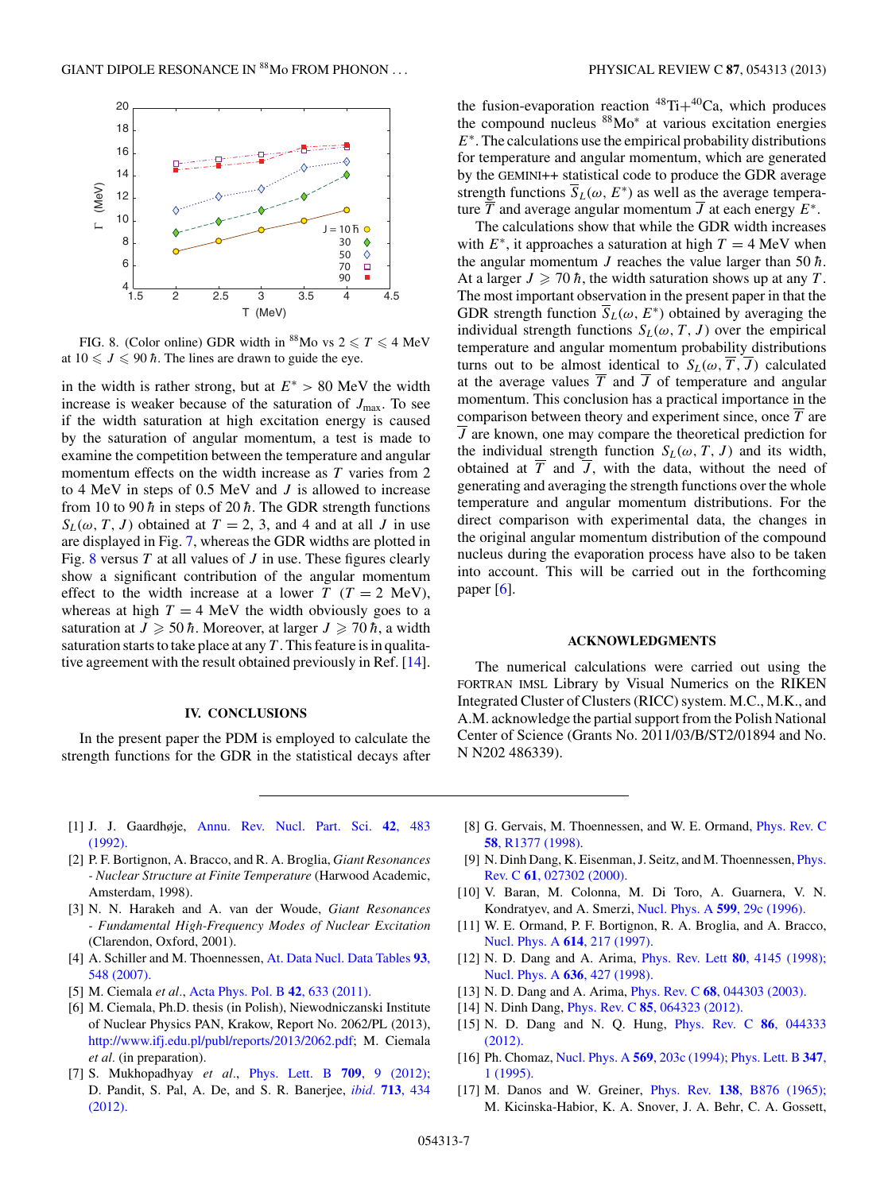FIG. 8. (Color online) GDR width in $^{88}$Mo vs $2 \leqslant T \leqslant 4$ MeV at $10 \leqslant J \leqslant 90\,\hbar$. The lines are drawn to guide the eye.

in the width is rather strong, but at $E^* > 80$ MeV the width increase is weaker because of the saturation of $J_{\rm max}$. To see if the width saturation at high excitation energy is caused by the saturation of angular momentum, a test is made to examine the competition between the temperature and angular momentum effects on the width increase as $T$ varies from 2 to 4 MeV in steps of 0.5 MeV and $J$ is allowed to increase from 10 to 90 $\hbar$ in steps of 20 $\hbar$. The GDR strength functions $S_L(\omega, T, J)$ obtained at $T = 2$, 3, and 4 MeV and at all $J$ in use are displayed in Fig. 7, whereas the GDR widths are plotted in Fig. 8 versus $T$ at all values of $J$ in use. These figures clearly show a significant contribution of the angular momentum effect to the width increase at a lower $T$ ($T = 2$ MeV), whereas at high $T = 4$ MeV the width obviously goes to a saturation at $J \geqslant 50\,\hbar$. Moreover, at larger $J \geqslant 70\,\hbar$, a width saturation starts to take place at any $T$. This feature is in qualitative agreement with the result obtained previously in Ref. [14].

## IV. CONCLUSIONS

In the present paper the PDM is employed to calculate the strength functions for the GDR in the statistical decays after the fusion-evaporation reaction $^{48}$Ti+$^{40}$Ca, which produces the compound nucleus $^{88}$Mo$^*$ at various excitation energies $E^*$. The calculations use the empirical probability distributions for temperature and angular momentum, which are generated by the GEMINI++ statistical code to produce the GDR average strength functions $\overline{S}_L(\omega, E^*)$ as well as the average temperature $\overline{T}$ and average angular momentum $\overline{J}$ at each energy $E^*$.

The calculations show that while the GDR width increases with $E^*$, it approaches a saturation at high $T = 4$ MeV when the angular momentum $J$ reaches the value larger than 50 $\hbar$. At a larger $J \geqslant 70\,\hbar$, the width saturation shows up at any $T$. The most important observation in the present paper in that the GDR strength function $\overline{S}_L(\omega, E^*)$ obtained by averaging the individual strength functions $S_L(\omega, T, J)$ over the empirical temperature and angular momentum probability distributions turns out to be almost identical to $S_L(\omega, \overline{T}, \overline{J})$ calculated at the average values $\overline{T}$ and $\overline{J}$ of temperature and angular momentum. This conclusion has a practical importance in the comparison between theory and experiment since, once $\overline{T}$ are $\overline{J}$ are known, one may compare the theoretical prediction for the individual strength function $S_L(\omega, T, J)$ and its width, obtained at $\overline{T}$ and $\overline{J}$, with the data, without the need of generating and averaging the strength functions over the whole temperature and angular momentum distributions. For the direct comparison with experimental data, the changes in the original angular momentum distribution of the compound nucleus during the evaporation process have also to be taken into account. This will be carried out in the forthcoming paper [6].

## ACKNOWLEDGMENTS

The numerical calculations were carried out using the FORTRAN IMSL Library by Visual Numerics on the RIKEN Integrated Cluster of Clusters (RICC) system. M.C., M.K., and A.M. acknowledge the partial support from the Polish National Center of Science (Grants No. 2011/03/B/ST2/01894 and No. N N202 486339).

[1] J. J. Gaardhøje, Annu. Rev. Nucl. Part. Sci. **42**, 483 (1992).

[2] P. F. Bortignon, A. Bracco, and R. A. Broglia, *Giant Resonances - Nuclear Structure at Finite Temperature* (Harwood Academic, Amsterdam, 1998).

[3] N. N. Harakeh and A. van der Woude, *Giant Resonances - Fundamental High-Frequency Modes of Nuclear Excitation* (Clarendon, Oxford, 2001).

[4] A. Schiller and M. Thoennessen, At. Data Nucl. Data Tables **93**, 548 (2007).

[5] M. Ciemala *et al.*, Acta Phys. Pol. B **42**, 633 (2011).

[6] M. Ciemala, Ph.D. thesis (in Polish), Niewodniczanski Institute of Nuclear Physics PAN, Krakow, Report No. 2062/PL (2013), http://www.ifj.edu.pl/publ/reports/2013/2062.pdf; M. Ciemala *et al.* (in preparation).

[7] S. Mukhopadhyay *et al.*, Phys. Lett. B **709**, 9 (2012); D. Pandit, S. Pal, A. De, and S. R. Banerjee, *ibid.* **713**, 434 (2012).

[8] G. Gervais, M. Thoennessen, and W. E. Ormand, Phys. Rev. C **58**, R1377 (1998).

[9] N. Dinh Dang, K. Eisenman, J. Seitz, and M. Thoennessen, Phys. Rev. C **61**, 027302 (2000).

[10] V. Baran, M. Colonna, M. Di Toro, A. Guarnera, V. N. Kondratyev, and A. Smerzi, Nucl. Phys. A **599**, 29c (1996).

[11] W. E. Ormand, P. F. Bortignon, R. A. Broglia, and A. Bracco, Nucl. Phys. A **614**, 217 (1997).

[12] N. D. Dang and A. Arima, Phys. Rev. Lett **80**, 4145 (1998); Nucl. Phys. A **636**, 427 (1998).

[13] N. D. Dang and A. Arima, Phys. Rev. C **68**, 044303 (2003).

[14] N. Dinh Dang, Phys. Rev. C **85**, 064323 (2012).

[15] N. D. Dang and N. Q. Hung, Phys. Rev. C **86**, 044333 (2012).

[16] Ph. Chomaz, Nucl. Phys. A **569**, 203c (1994); Phys. Lett. B **347**, 1 (1995).

[17] M. Danos and W. Greiner, Phys. Rev. **138**, B876 (1965); M. Kicinska-Habior, K. A. Snover, J. A. Behr, C. A. Gossett,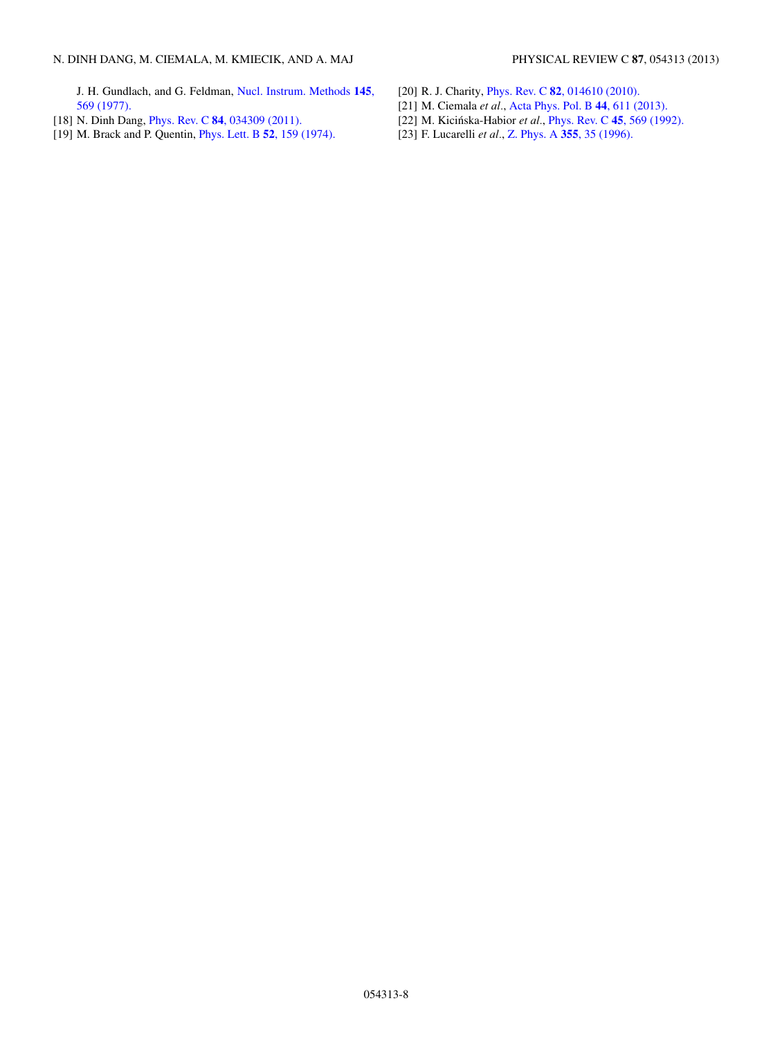J. H. Gundlach, and G. Feldman, Nucl. Instrum. Methods **145**, 569 (1977).

[18] N. Dinh Dang, Phys. Rev. C **84**, 034309 (2011).

[19] M. Brack and P. Quentin, Phys. Lett. B **52**, 159 (1974).

[20] R. J. Charity, Phys. Rev. C **82**, 014610 (2010).

[21] M. Ciemala *et al*., Acta Phys. Pol. B **44**, 611 (2013).

[22] M. Kicińska-Habior *et al*., Phys. Rev. C **45**, 569 (1992).

[23] F. Lucarelli *et al*., Z. Phys. A **355**, 35 (1996).